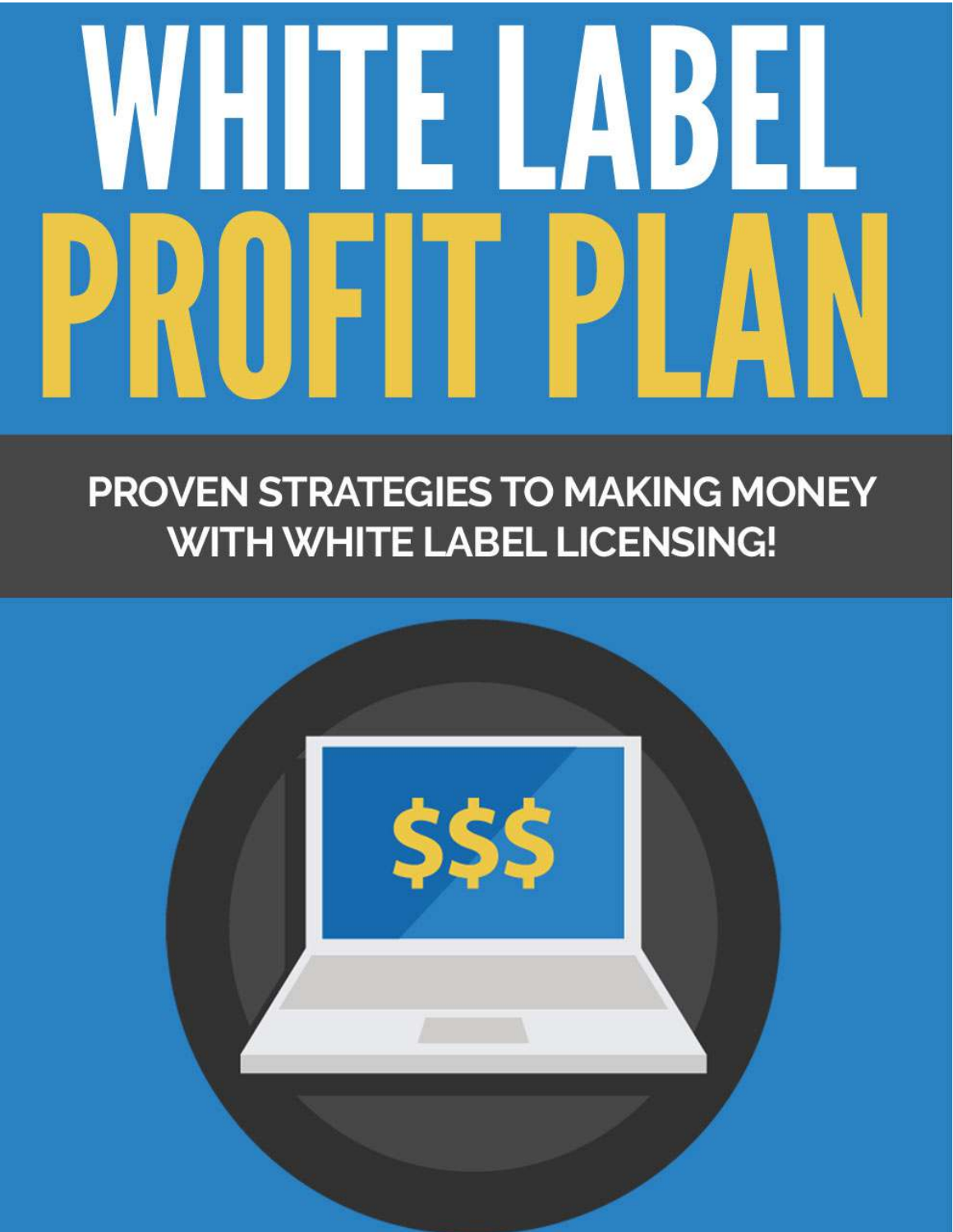# WHITE LABEL PROFIT PLAN

**PROVEN STRATEGIES TO MAKING MONEY WITH WHITE LABEL LICENSING!**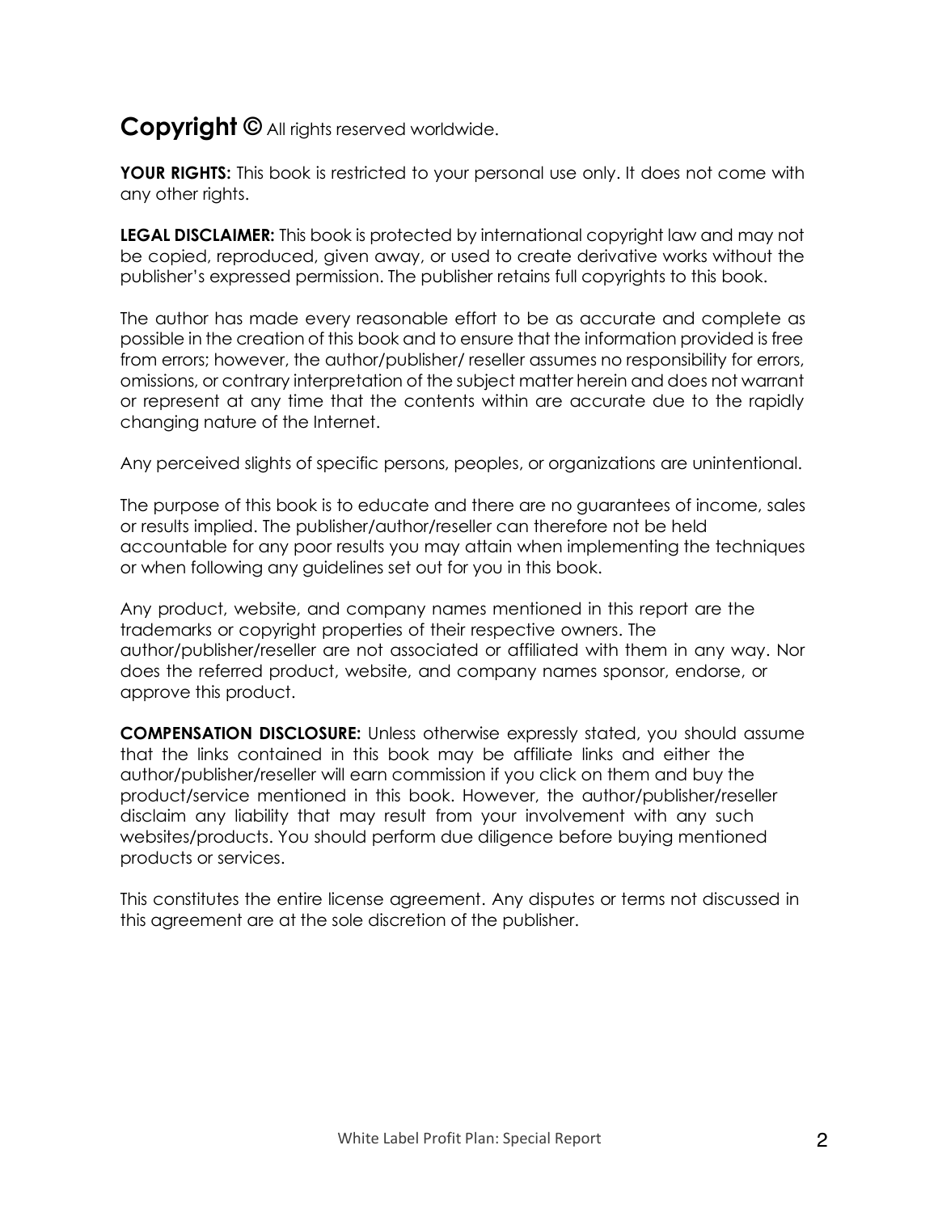# Copyright © All rights reserved worldwide.

**YOUR RIGHTS:** This book is restricted to your personal use only. It does not come with any other rights.

**LEGAL DISCLAIMER:** This book is protected by international copyright law and may not be copied, reproduced, given away, or used to create derivative works without the publisher's expressed permission. The publisher retains full copyrights to this book.

The author has made every reasonable effort to be as accurate and complete as possible in the creation of this book and to ensure that the information provided is free from errors; however, the author/publisher/ reseller assumes no responsibility for errors, omissions, or contrary interpretation of the subject matter herein and does not warrant or represent at any time that the contents within are accurate due to the rapidly changing nature of the Internet.

Any perceived slights of specific persons, peoples, or organizations are unintentional.

The purpose of this book is to educate and there are no guarantees of income, sales or results implied. The publisher/author/reseller can therefore not be held accountable for any poor results you may attain when implementing the techniques or when following any guidelines set out for you in this book.

Any product, website, and company names mentioned in this report are the trademarks or copyright properties of their respective owners. The author/publisher/reseller are not associated or affiliated with them in any way. Nor does the referred product, website, and company names sponsor, endorse, or approve this product.

**COMPENSATION DISCLOSURE:** Unless otherwise expressly stated, you should assume that the links contained in this book may be affiliate links and either the author/publisher/reseller will earn commission if you click on them and buy the product/service mentioned in this book. However, the author/publisher/reseller disclaim any liability that may result from your involvement with any such websites/products. You should perform due diligence before buying mentioned products or services.

This constitutes the entire license agreement. Any disputes or terms not discussed in this agreement are at the sole discretion of the publisher.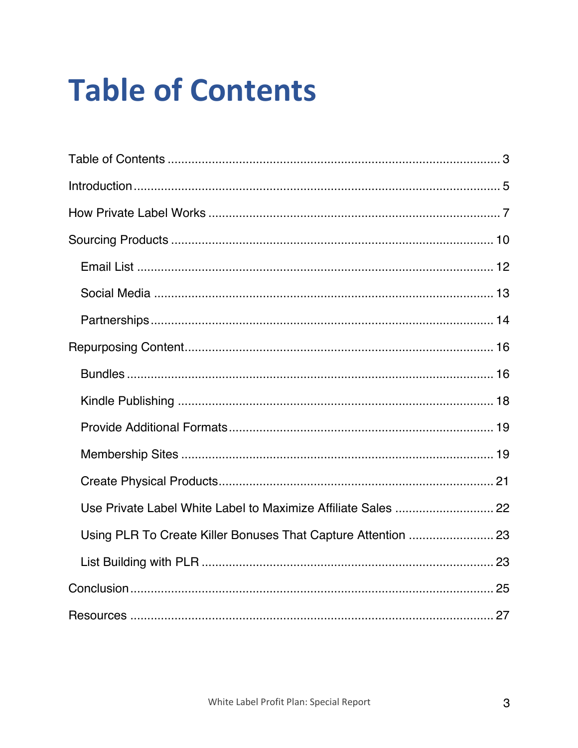# Table of Contents

Table of Contents ........................................................................................ 3

Introduction ................................................................................................ 5

How Private Label Works ............................................................................ 7

Sourcing Products ..................................................................................... 10

- Email List ............................................................................................ 12
- Social Media ........................................................................................ 13
- Partnerships ........................................................................................ 14

Repurposing Content ................................................................................. 16

- Bundles ................................................................................................ 16
- Kindle Publishing ................................................................................. 18
- Provide Additional Formats .................................................................. 19
- Membership Sites ................................................................................ 19
- Create Physical Products ..................................................................... 21
- Use Private Label White Label to Maximize Affiliate Sales .................. 22
- Using PLR To Create Killer Bonuses That Capture Attention ............... 23
- List Building with PLR .......................................................................... 23

Conclusion ................................................................................................. 25

Resources .................................................................................................. 27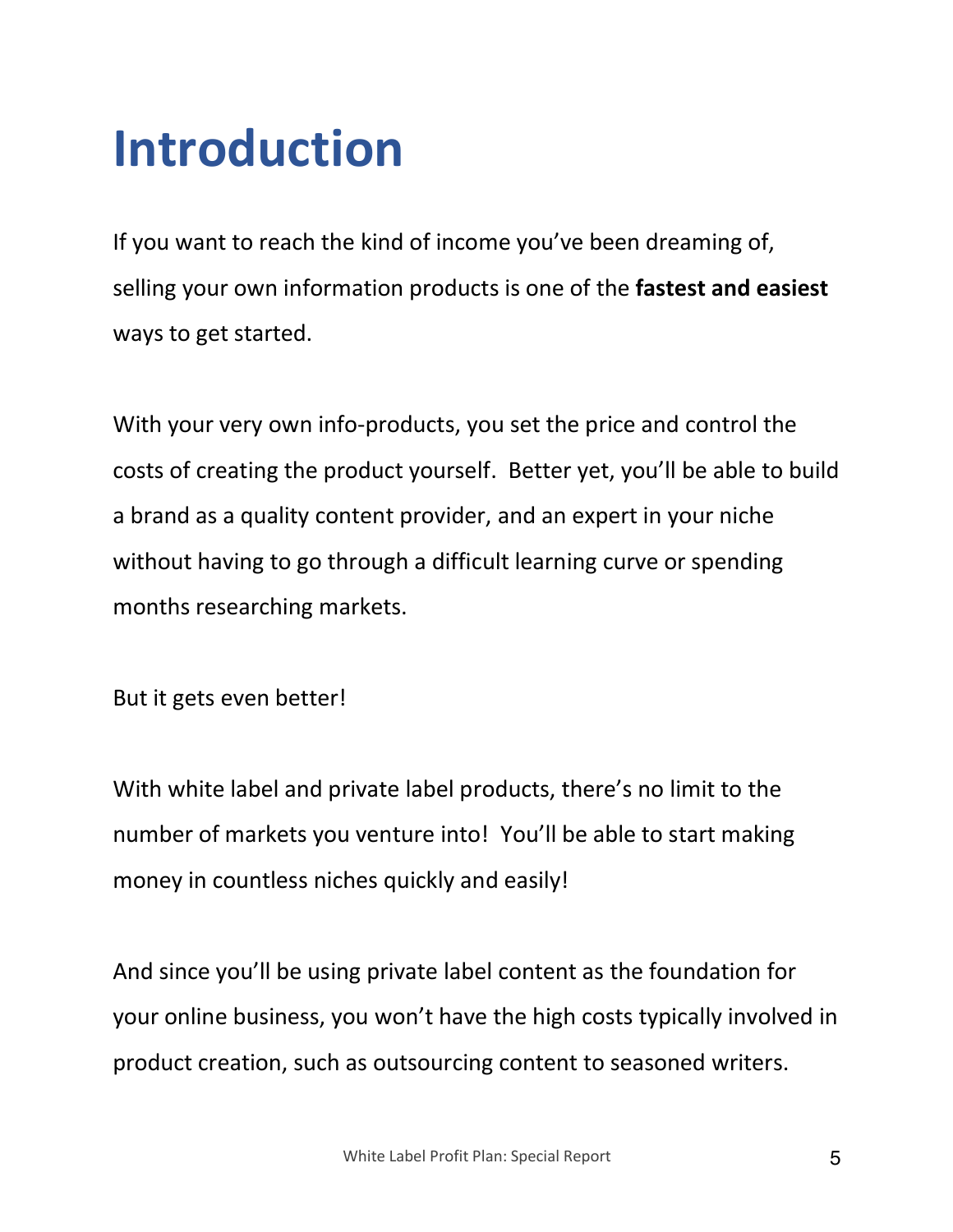# Introduction

If you want to reach the kind of income you've been dreaming of, selling your own information products is one of the **fastest and easiest** ways to get started.

With your very own info-products, you set the price and control the costs of creating the product yourself. Better yet, you'll be able to build a brand as a quality content provider, and an expert in your niche without having to go through a difficult learning curve or spending months researching markets.

But it gets even better!

With white label and private label products, there's no limit to the number of markets you venture into! You'll be able to start making money in countless niches quickly and easily!

And since you'll be using private label content as the foundation for your online business, you won't have the high costs typically involved in product creation, such as outsourcing content to seasoned writers.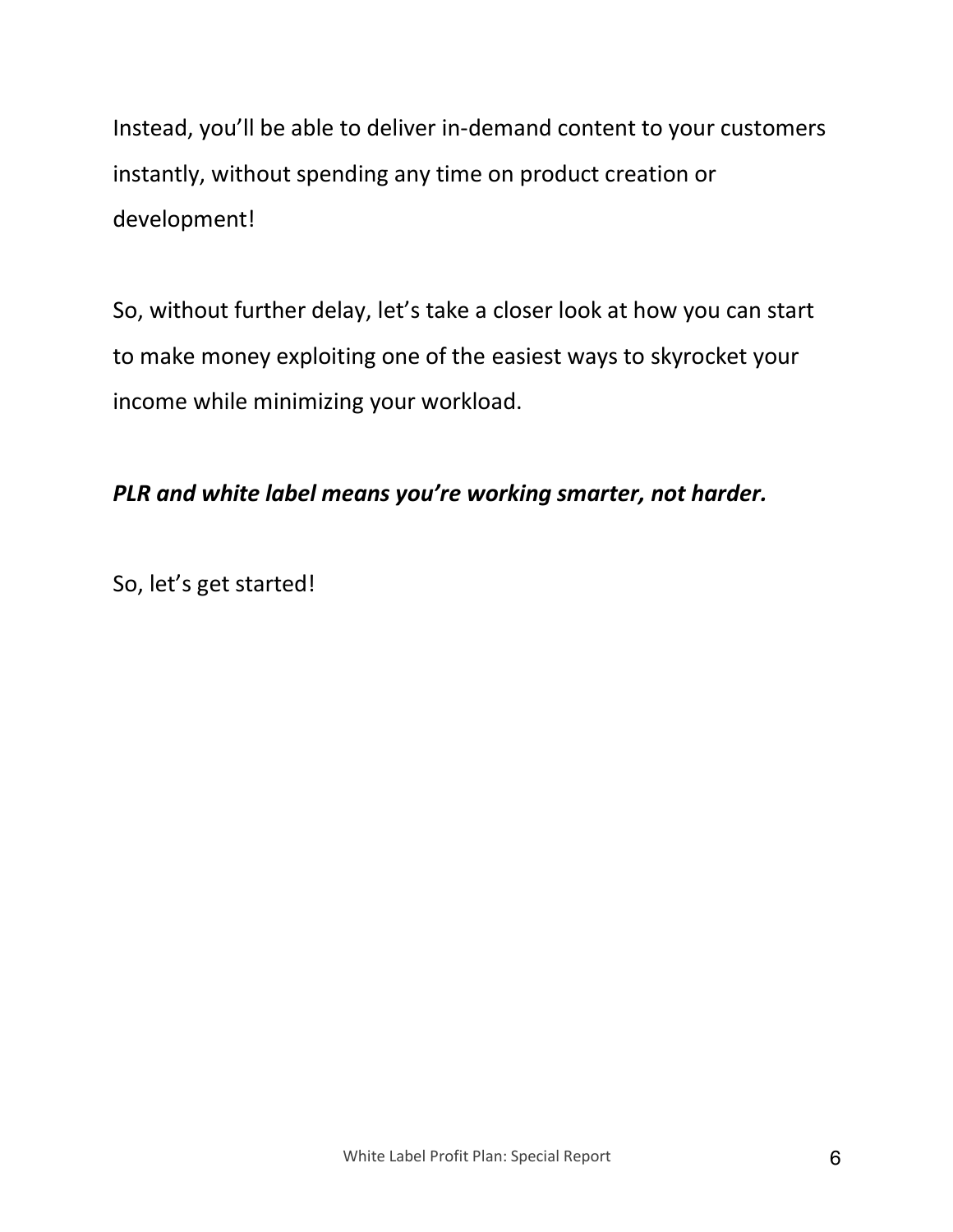Instead, you'll be able to deliver in-demand content to your customers instantly, without spending any time on product creation or development!

So, without further delay, let's take a closer look at how you can start to make money exploiting one of the easiest ways to skyrocket your income while minimizing your workload.

***PLR and white label means you're working smarter, not harder.***

So, let's get started!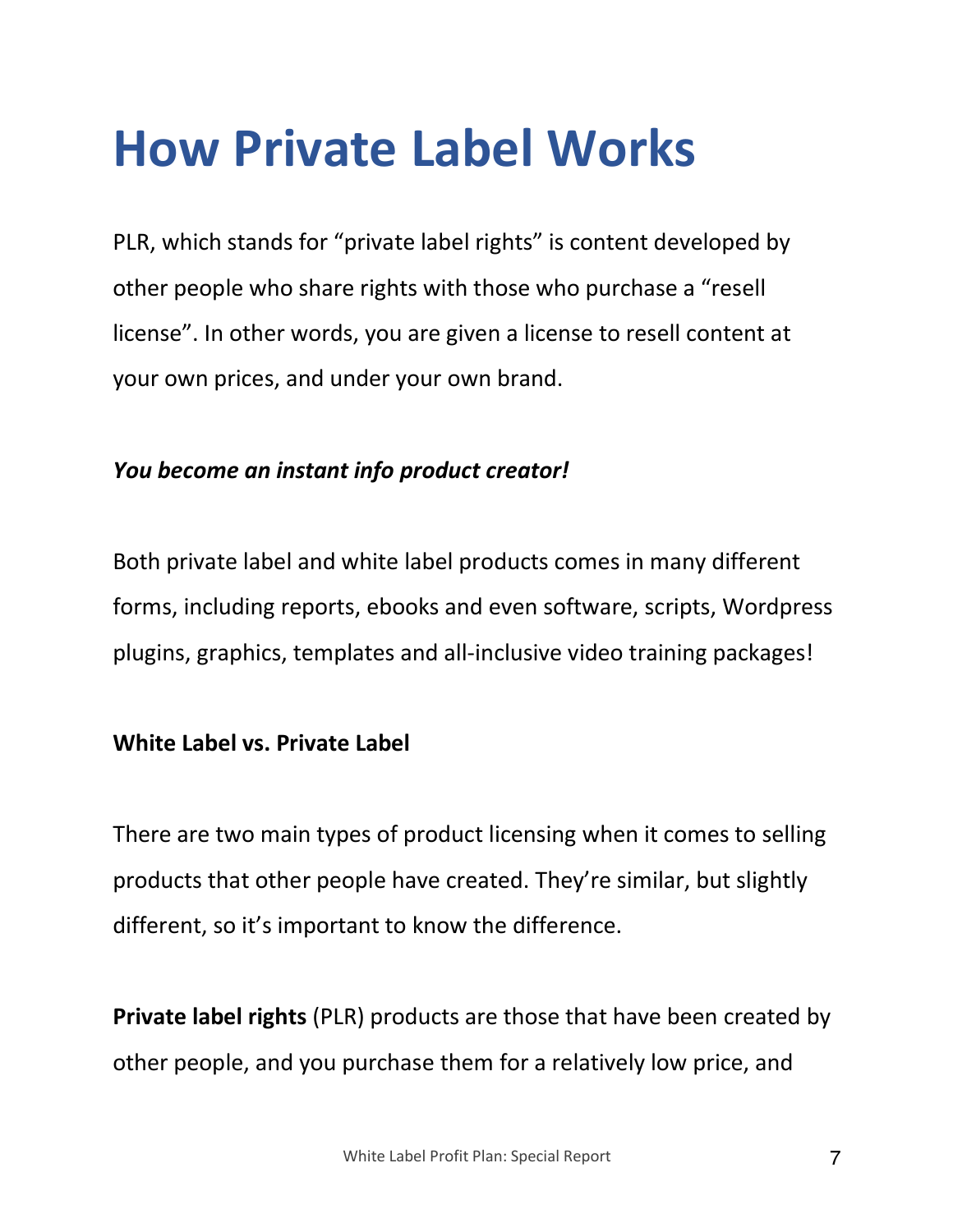# How Private Label Works

PLR, which stands for "private label rights" is content developed by other people who share rights with those who purchase a "resell license". In other words, you are given a license to resell content at your own prices, and under your own brand.

***You become an instant info product creator!***

Both private label and white label products comes in many different forms, including reports, ebooks and even software, scripts, Wordpress plugins, graphics, templates and all-inclusive video training packages!

**White Label vs. Private Label**

There are two main types of product licensing when it comes to selling products that other people have created. They're similar, but slightly different, so it's important to know the difference.

**Private label rights** (PLR) products are those that have been created by other people, and you purchase them for a relatively low price, and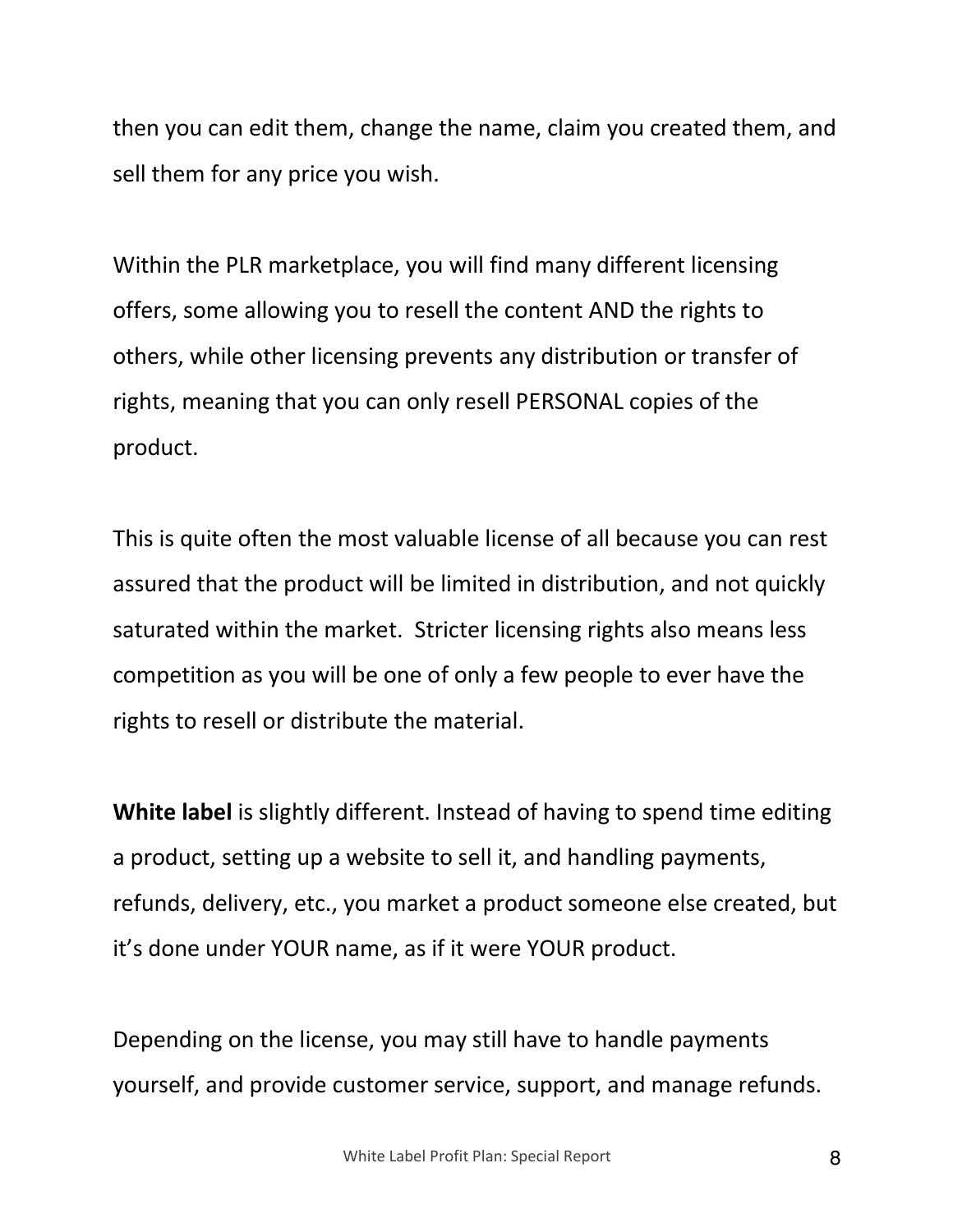then you can edit them, change the name, claim you created them, and sell them for any price you wish.

Within the PLR marketplace, you will find many different licensing offers, some allowing you to resell the content AND the rights to others, while other licensing prevents any distribution or transfer of rights, meaning that you can only resell PERSONAL copies of the product.

This is quite often the most valuable license of all because you can rest assured that the product will be limited in distribution, and not quickly saturated within the market.  Stricter licensing rights also means less competition as you will be one of only a few people to ever have the rights to resell or distribute the material.

**White label** is slightly different. Instead of having to spend time editing a product, setting up a website to sell it, and handling payments, refunds, delivery, etc., you market a product someone else created, but it's done under YOUR name, as if it were YOUR product.

Depending on the license, you may still have to handle payments yourself, and provide customer service, support, and manage refunds.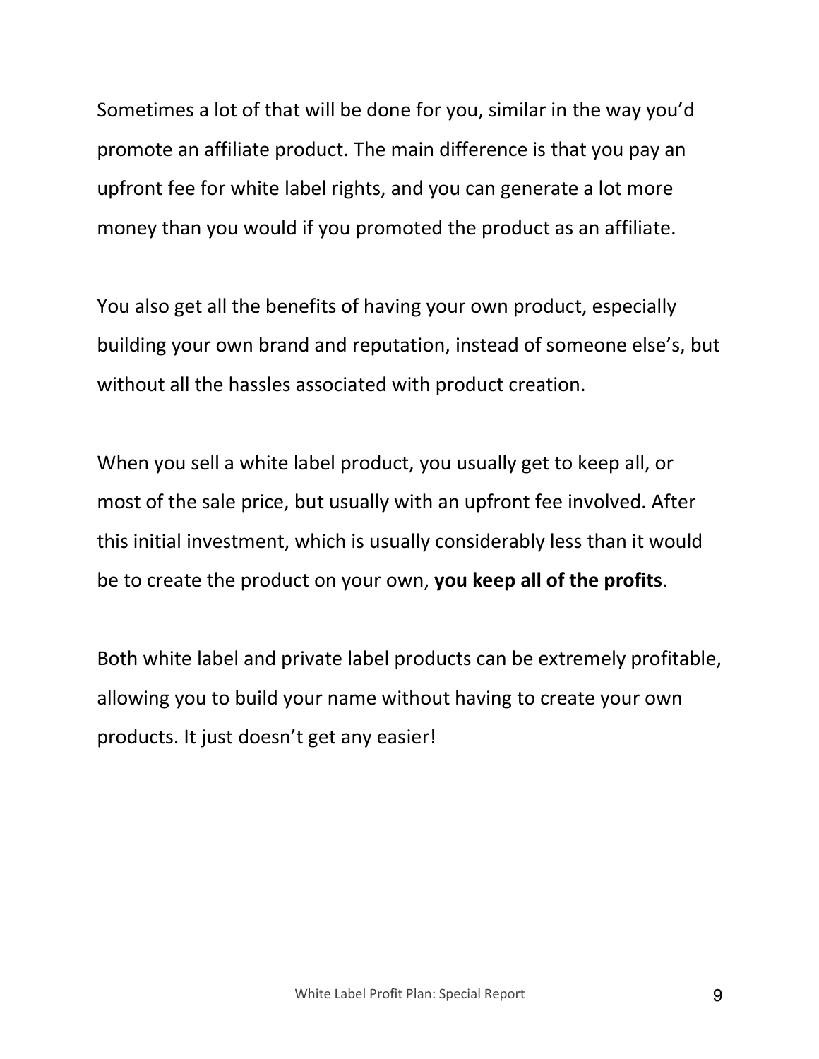Sometimes a lot of that will be done for you, similar in the way you'd promote an affiliate product. The main difference is that you pay an upfront fee for white label rights, and you can generate a lot more money than you would if you promoted the product as an affiliate.

You also get all the benefits of having your own product, especially building your own brand and reputation, instead of someone else's, but without all the hassles associated with product creation.

When you sell a white label product, you usually get to keep all, or most of the sale price, but usually with an upfront fee involved. After this initial investment, which is usually considerably less than it would be to create the product on your own, **you keep all of the profits**.

Both white label and private label products can be extremely profitable, allowing you to build your name without having to create your own products. It just doesn't get any easier!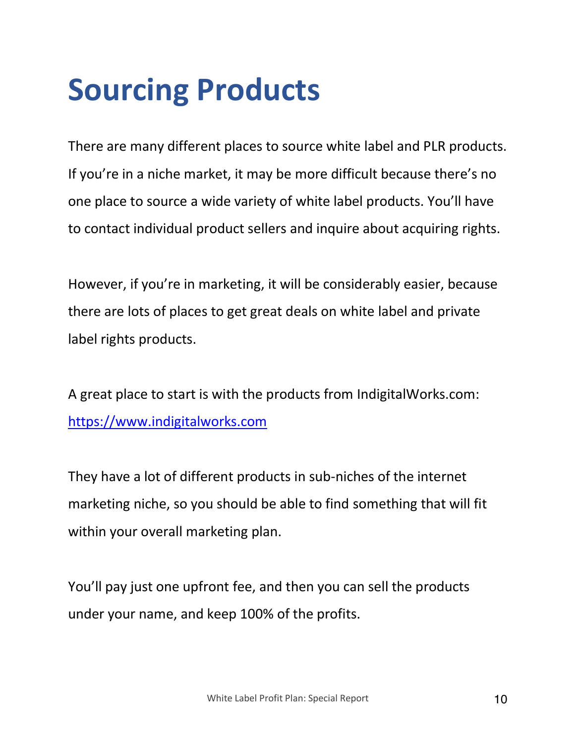# Sourcing Products

There are many different places to source white label and PLR products. If you’re in a niche market, it may be more difficult because there’s no one place to source a wide variety of white label products. You’ll have to contact individual product sellers and inquire about acquiring rights.

However, if you’re in marketing, it will be considerably easier, because there are lots of places to get great deals on white label and private label rights products.

A great place to start is with the products from IndigitalWorks.com: [https://www.indigitalworks.com](https://www.indigitalworks.com)

They have a lot of different products in sub-niches of the internet marketing niche, so you should be able to find something that will fit within your overall marketing plan.

You’ll pay just one upfront fee, and then you can sell the products under your name, and keep 100% of the profits.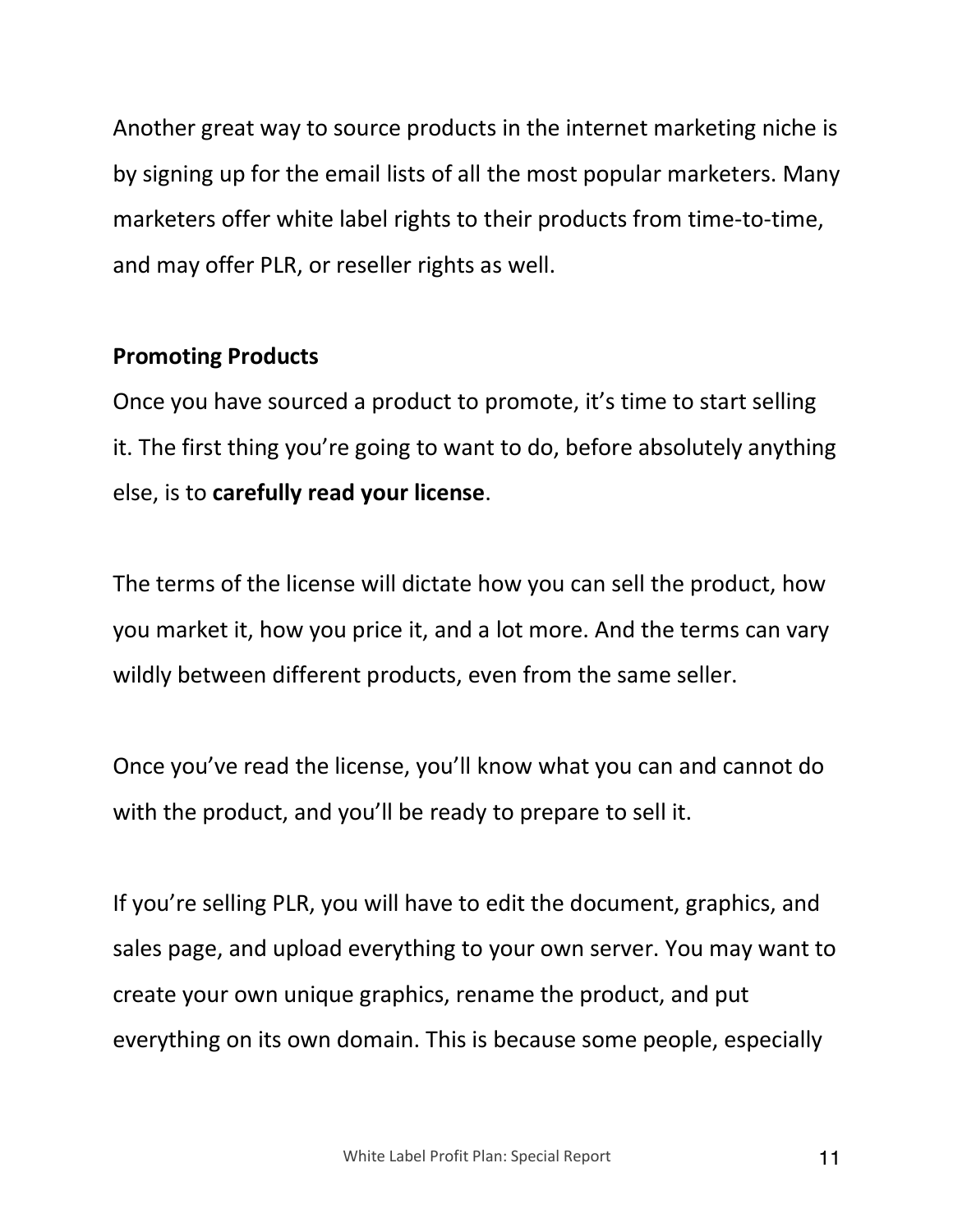Another great way to source products in the internet marketing niche is by signing up for the email lists of all the most popular marketers. Many marketers offer white label rights to their products from time-to-time, and may offer PLR, or reseller rights as well.

**Promoting Products**

Once you have sourced a product to promote, it's time to start selling it. The first thing you're going to want to do, before absolutely anything else, is to **carefully read your license**.

The terms of the license will dictate how you can sell the product, how you market it, how you price it, and a lot more. And the terms can vary wildly between different products, even from the same seller.

Once you've read the license, you'll know what you can and cannot do with the product, and you'll be ready to prepare to sell it.

If you're selling PLR, you will have to edit the document, graphics, and sales page, and upload everything to your own server. You may want to create your own unique graphics, rename the product, and put everything on its own domain. This is because some people, especially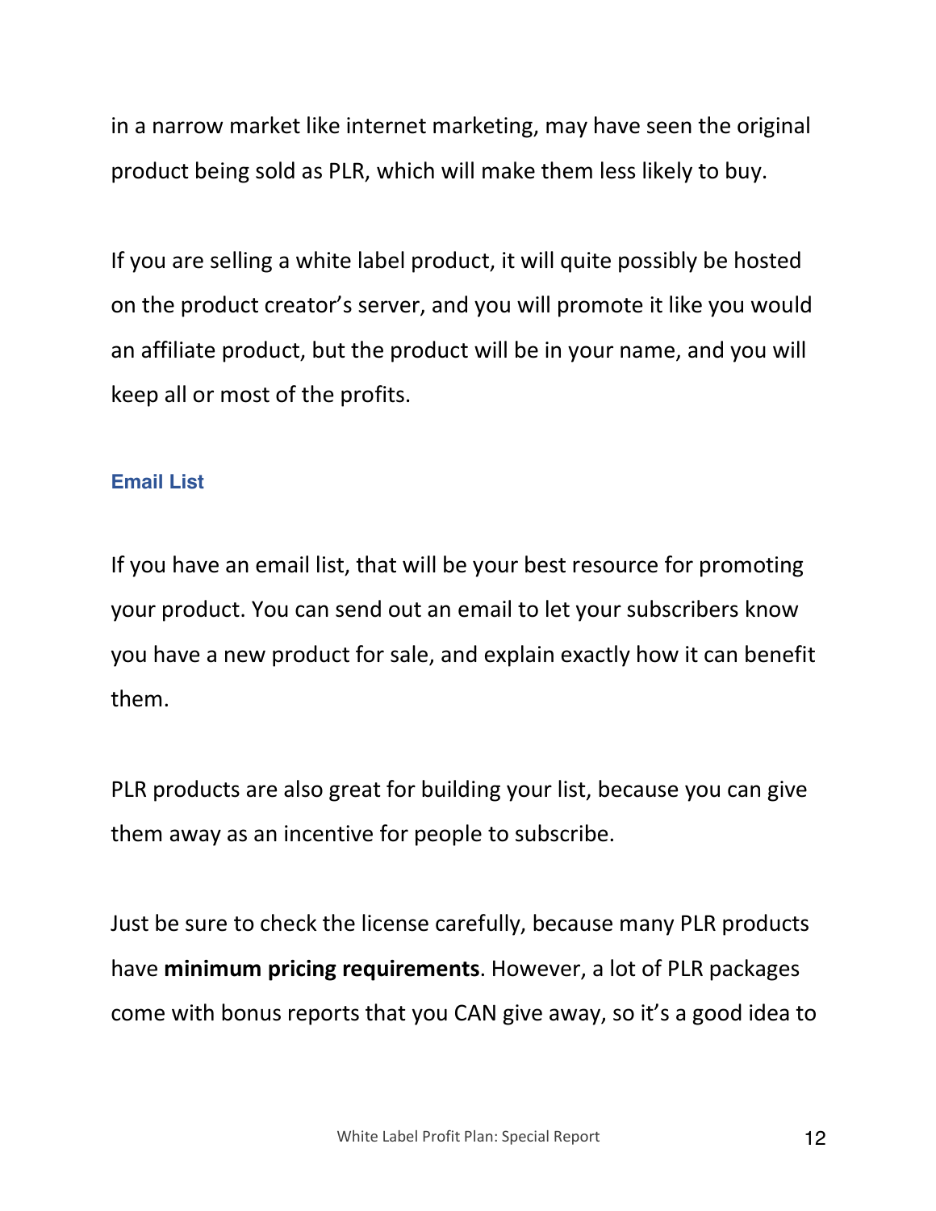in a narrow market like internet marketing, may have seen the original product being sold as PLR, which will make them less likely to buy.

If you are selling a white label product, it will quite possibly be hosted on the product creator's server, and you will promote it like you would an affiliate product, but the product will be in your name, and you will keep all or most of the profits.

### Email List

If you have an email list, that will be your best resource for promoting your product. You can send out an email to let your subscribers know you have a new product for sale, and explain exactly how it can benefit them.

PLR products are also great for building your list, because you can give them away as an incentive for people to subscribe.

Just be sure to check the license carefully, because many PLR products have **minimum pricing requirements**. However, a lot of PLR packages come with bonus reports that you CAN give away, so it's a good idea to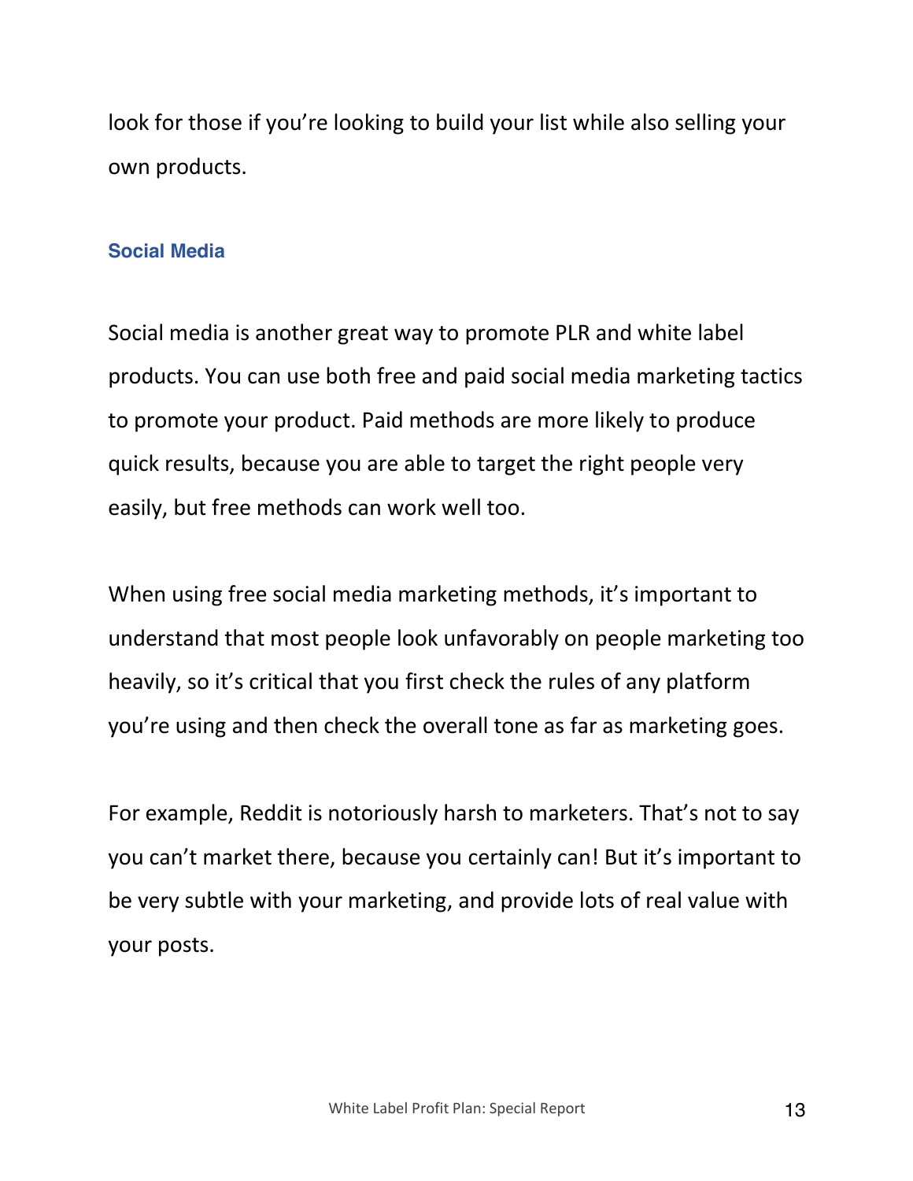look for those if you're looking to build your list while also selling your own products.

### Social Media

Social media is another great way to promote PLR and white label products. You can use both free and paid social media marketing tactics to promote your product. Paid methods are more likely to produce quick results, because you are able to target the right people very easily, but free methods can work well too.

When using free social media marketing methods, it's important to understand that most people look unfavorably on people marketing too heavily, so it's critical that you first check the rules of any platform you're using and then check the overall tone as far as marketing goes.

For example, Reddit is notoriously harsh to marketers. That's not to say you can't market there, because you certainly can! But it's important to be very subtle with your marketing, and provide lots of real value with your posts.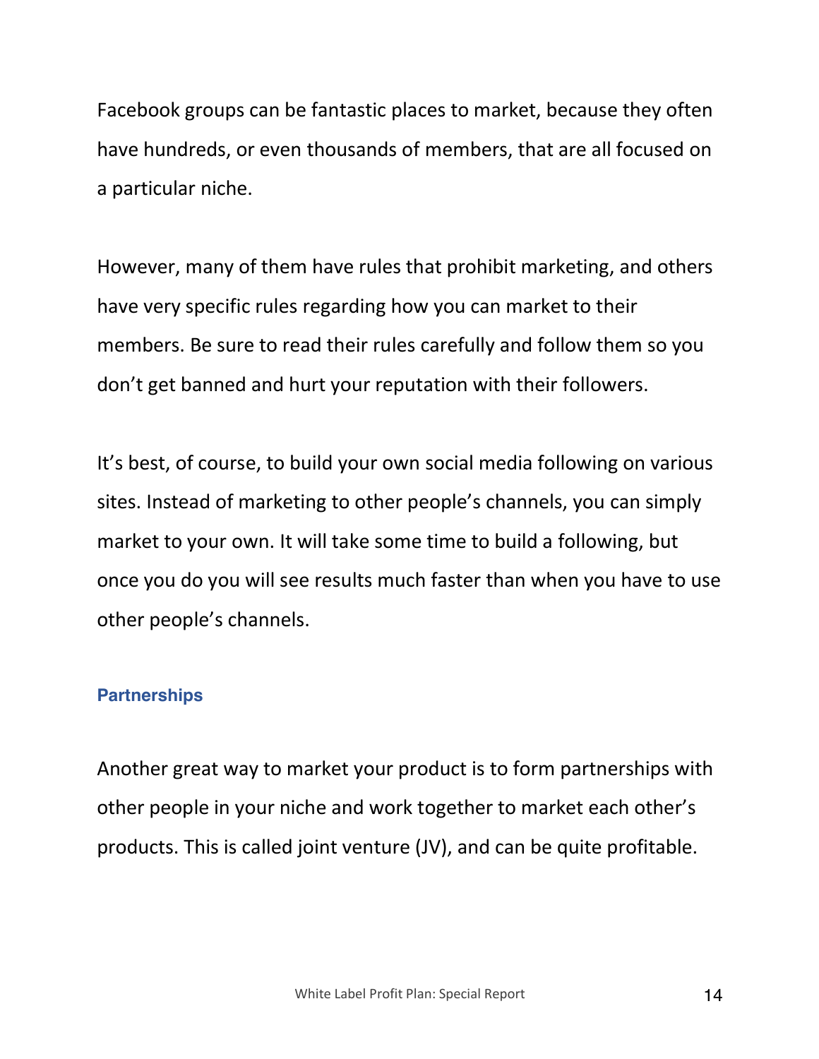Facebook groups can be fantastic places to market, because they often have hundreds, or even thousands of members, that are all focused on a particular niche.

However, many of them have rules that prohibit marketing, and others have very specific rules regarding how you can market to their members. Be sure to read their rules carefully and follow them so you don't get banned and hurt your reputation with their followers.

It's best, of course, to build your own social media following on various sites. Instead of marketing to other people's channels, you can simply market to your own. It will take some time to build a following, but once you do you will see results much faster than when you have to use other people's channels.

### Partnerships

Another great way to market your product is to form partnerships with other people in your niche and work together to market each other's products. This is called joint venture (JV), and can be quite profitable.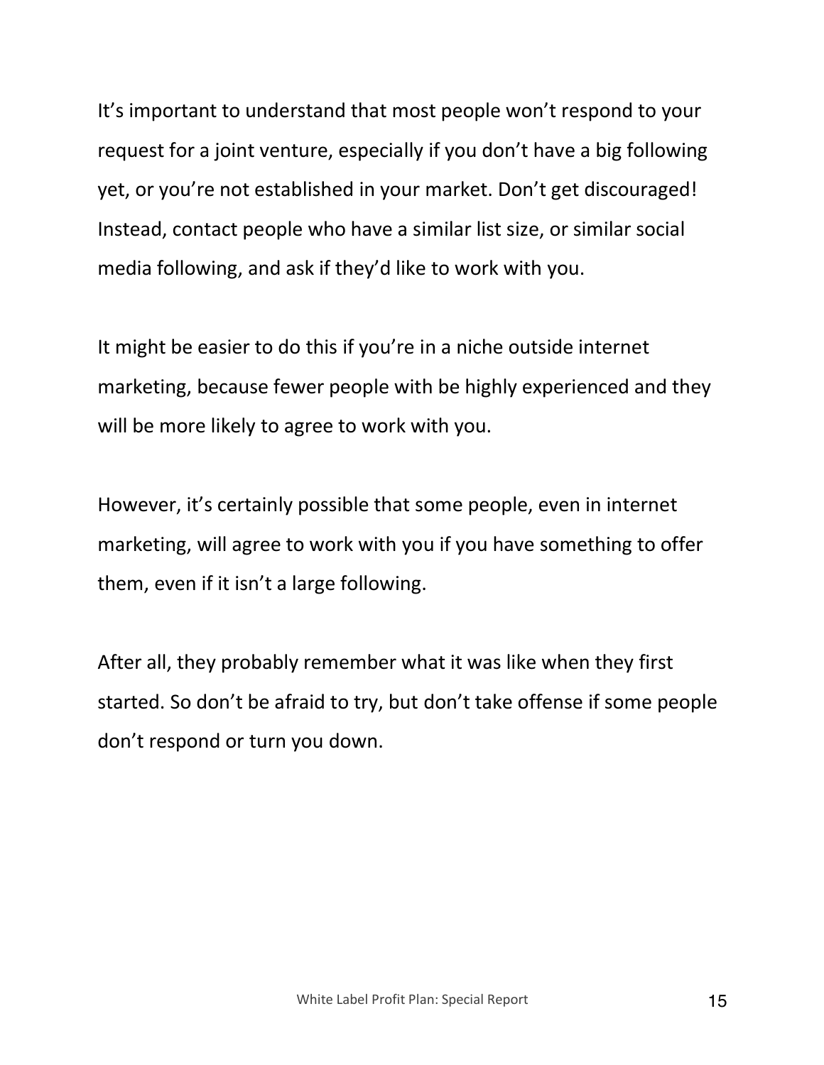It’s important to understand that most people won’t respond to your request for a joint venture, especially if you don’t have a big following yet, or you’re not established in your market. Don’t get discouraged! Instead, contact people who have a similar list size, or similar social media following, and ask if they’d like to work with you.

It might be easier to do this if you’re in a niche outside internet marketing, because fewer people with be highly experienced and they will be more likely to agree to work with you.

However, it’s certainly possible that some people, even in internet marketing, will agree to work with you if you have something to offer them, even if it isn’t a large following.

After all, they probably remember what it was like when they first started. So don’t be afraid to try, but don’t take offense if some people don’t respond or turn you down.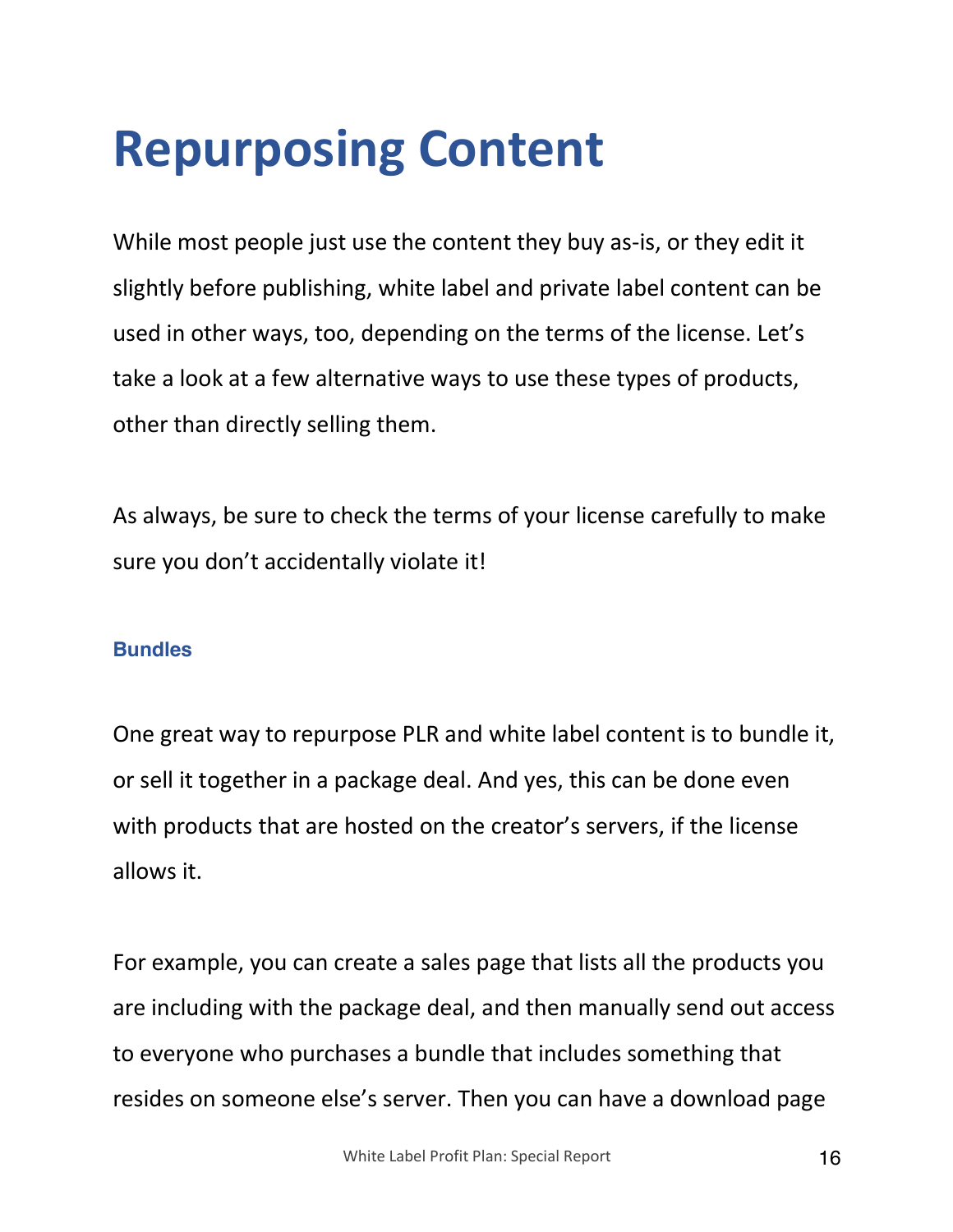# Repurposing Content

While most people just use the content they buy as-is, or they edit it slightly before publishing, white label and private label content can be used in other ways, too, depending on the terms of the license. Let's take a look at a few alternative ways to use these types of products, other than directly selling them.

As always, be sure to check the terms of your license carefully to make sure you don't accidentally violate it!

### Bundles

One great way to repurpose PLR and white label content is to bundle it, or sell it together in a package deal. And yes, this can be done even with products that are hosted on the creator's servers, if the license allows it.

For example, you can create a sales page that lists all the products you are including with the package deal, and then manually send out access to everyone who purchases a bundle that includes something that resides on someone else's server. Then you can have a download page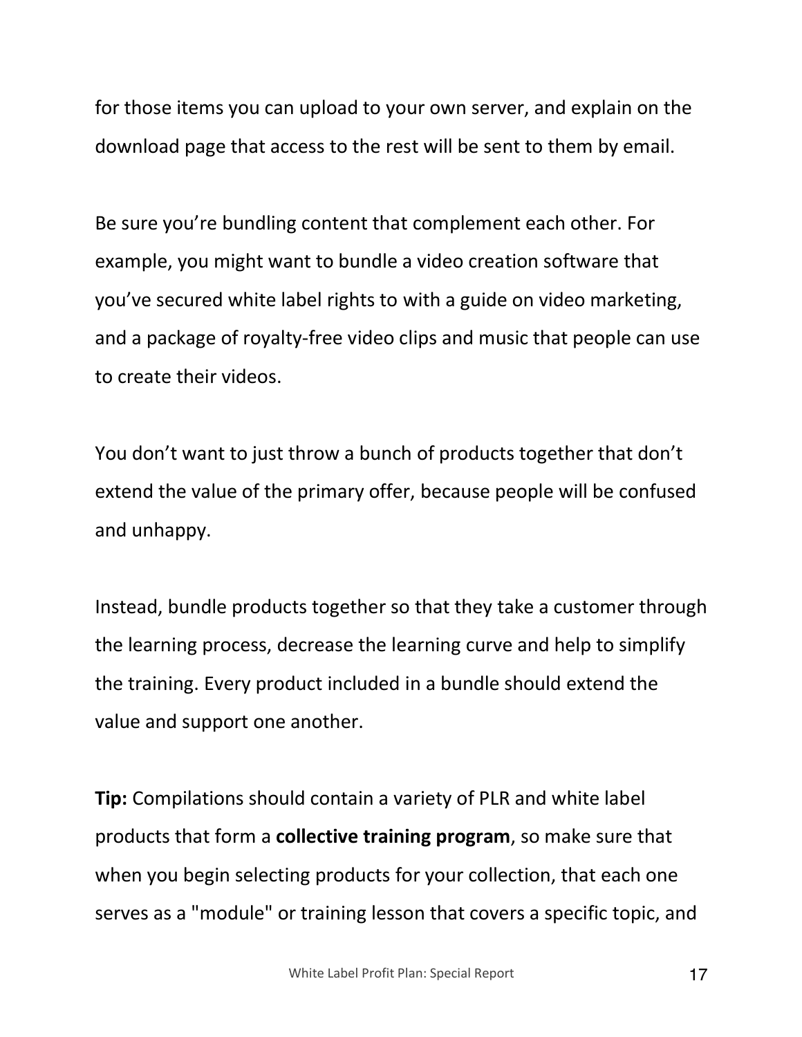for those items you can upload to your own server, and explain on the download page that access to the rest will be sent to them by email.

Be sure you're bundling content that complement each other. For example, you might want to bundle a video creation software that you've secured white label rights to with a guide on video marketing, and a package of royalty-free video clips and music that people can use to create their videos.

You don't want to just throw a bunch of products together that don't extend the value of the primary offer, because people will be confused and unhappy.

Instead, bundle products together so that they take a customer through the learning process, decrease the learning curve and help to simplify the training. Every product included in a bundle should extend the value and support one another.

**Tip:** Compilations should contain a variety of PLR and white label products that form a **collective training program**, so make sure that when you begin selecting products for your collection, that each one serves as a "module" or training lesson that covers a specific topic, and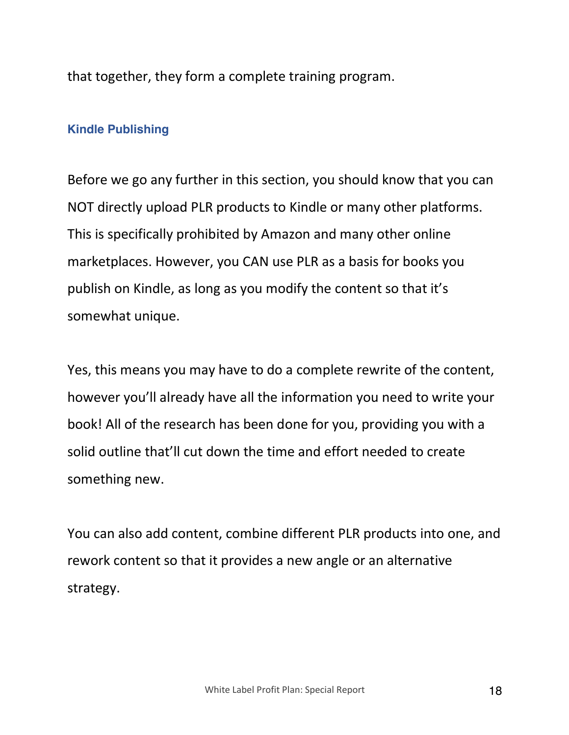that together, they form a complete training program.

### Kindle Publishing

Before we go any further in this section, you should know that you can NOT directly upload PLR products to Kindle or many other platforms. This is specifically prohibited by Amazon and many other online marketplaces. However, you CAN use PLR as a basis for books you publish on Kindle, as long as you modify the content so that it's somewhat unique.

Yes, this means you may have to do a complete rewrite of the content, however you'll already have all the information you need to write your book! All of the research has been done for you, providing you with a solid outline that'll cut down the time and effort needed to create something new.

You can also add content, combine different PLR products into one, and rework content so that it provides a new angle or an alternative strategy.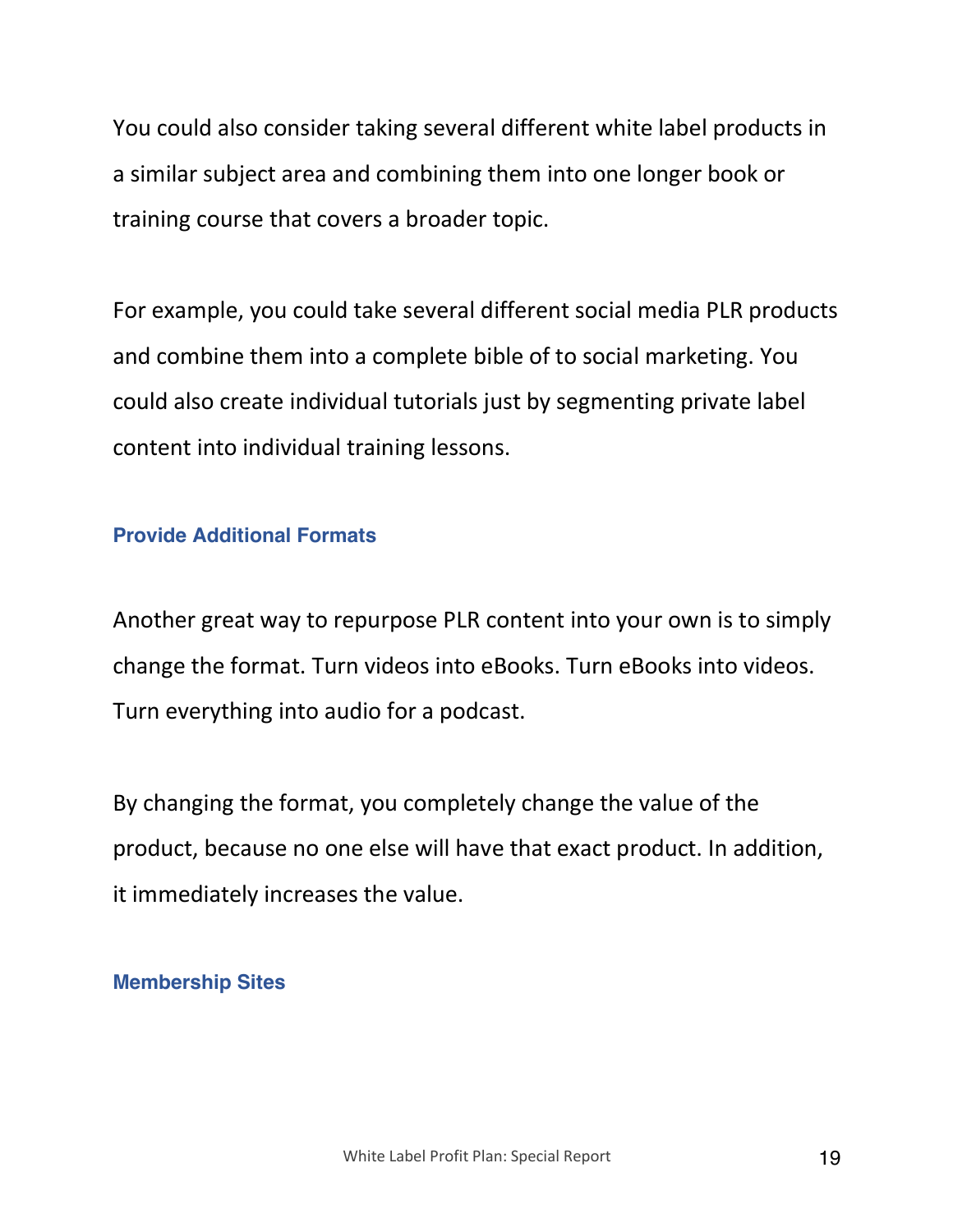You could also consider taking several different white label products in a similar subject area and combining them into one longer book or training course that covers a broader topic.

For example, you could take several different social media PLR products and combine them into a complete bible of to social marketing. You could also create individual tutorials just by segmenting private label content into individual training lessons.

### Provide Additional Formats

Another great way to repurpose PLR content into your own is to simply change the format. Turn videos into eBooks. Turn eBooks into videos. Turn everything into audio for a podcast.

By changing the format, you completely change the value of the product, because no one else will have that exact product. In addition, it immediately increases the value.

### Membership Sites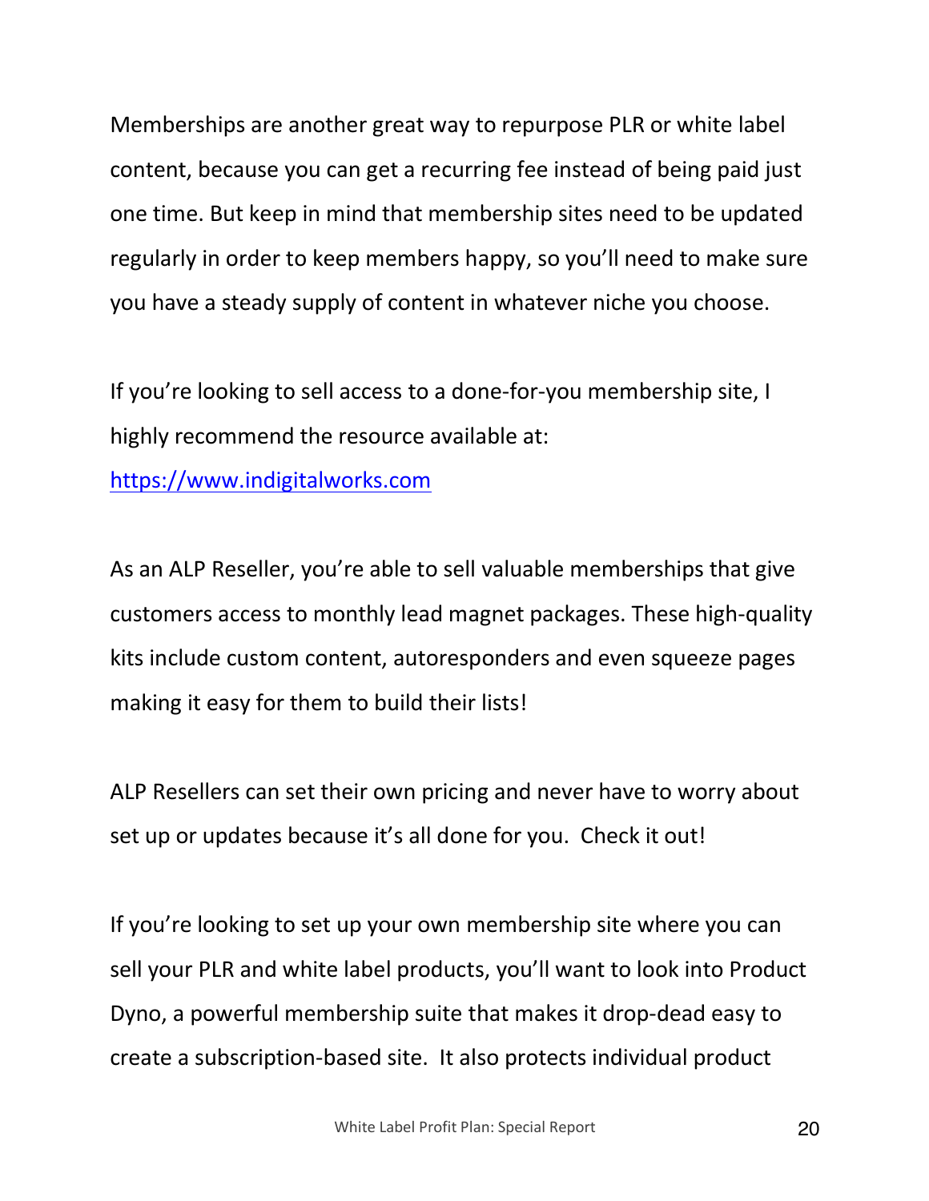Memberships are another great way to repurpose PLR or white label content, because you can get a recurring fee instead of being paid just one time. But keep in mind that membership sites need to be updated regularly in order to keep members happy, so you'll need to make sure you have a steady supply of content in whatever niche you choose.

If you're looking to sell access to a done-for-you membership site, I highly recommend the resource available at: [https://www.indigitalworks.com](https://www.indigitalworks.com)

As an ALP Reseller, you're able to sell valuable memberships that give customers access to monthly lead magnet packages. These high-quality kits include custom content, autoresponders and even squeeze pages making it easy for them to build their lists!

ALP Resellers can set their own pricing and never have to worry about set up or updates because it's all done for you. Check it out!

If you're looking to set up your own membership site where you can sell your PLR and white label products, you'll want to look into Product Dyno, a powerful membership suite that makes it drop-dead easy to create a subscription-based site. It also protects individual product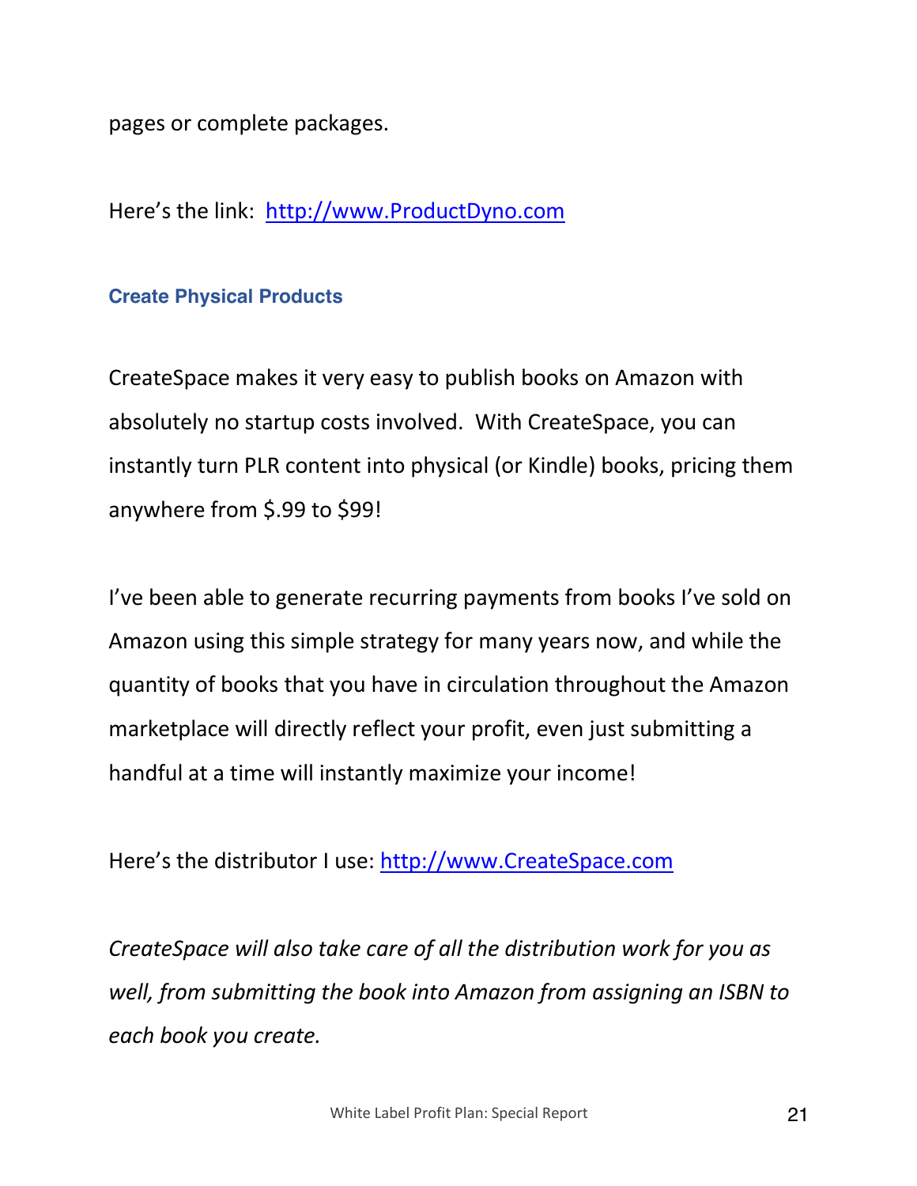pages or complete packages.

Here's the link: [http://www.ProductDyno.com](http://www.ProductDyno.com)

### Create Physical Products

CreateSpace makes it very easy to publish books on Amazon with absolutely no startup costs involved. With CreateSpace, you can instantly turn PLR content into physical (or Kindle) books, pricing them anywhere from $.99 to $99!

I've been able to generate recurring payments from books I've sold on Amazon using this simple strategy for many years now, and while the quantity of books that you have in circulation throughout the Amazon marketplace will directly reflect your profit, even just submitting a handful at a time will instantly maximize your income!

Here's the distributor I use: [http://www.CreateSpace.com](http://www.CreateSpace.com)

*CreateSpace will also take care of all the distribution work for you as well, from submitting the book into Amazon from assigning an ISBN to each book you create.*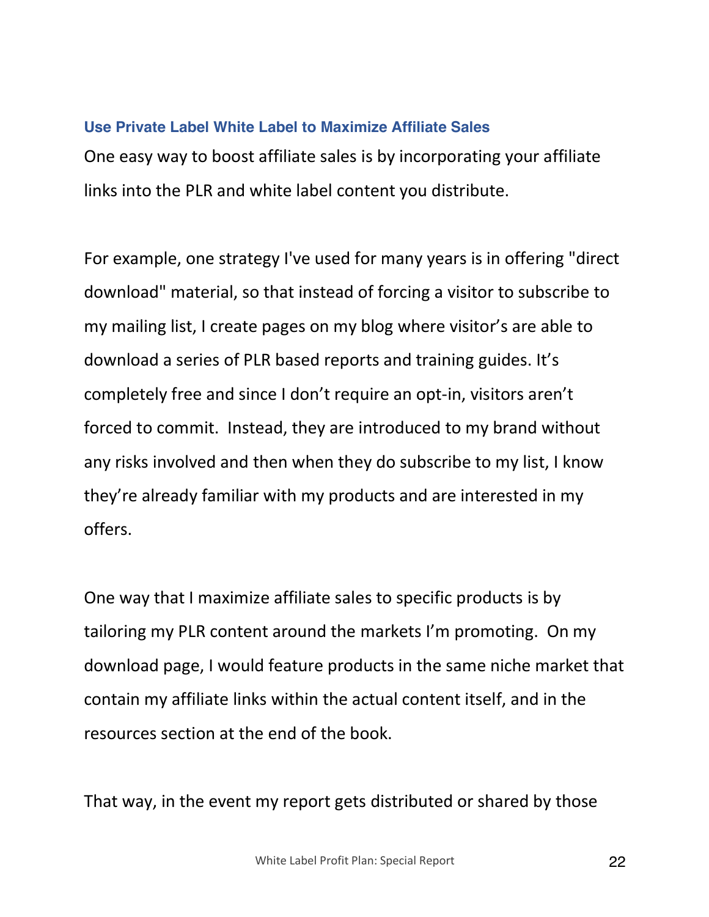### Use Private Label White Label to Maximize Affiliate Sales

One easy way to boost affiliate sales is by incorporating your affiliate links into the PLR and white label content you distribute.

For example, one strategy I've used for many years is in offering "direct download" material, so that instead of forcing a visitor to subscribe to my mailing list, I create pages on my blog where visitor's are able to download a series of PLR based reports and training guides. It's completely free and since I don't require an opt-in, visitors aren't forced to commit. Instead, they are introduced to my brand without any risks involved and then when they do subscribe to my list, I know they're already familiar with my products and are interested in my offers.

One way that I maximize affiliate sales to specific products is by tailoring my PLR content around the markets I'm promoting. On my download page, I would feature products in the same niche market that contain my affiliate links within the actual content itself, and in the resources section at the end of the book.

That way, in the event my report gets distributed or shared by those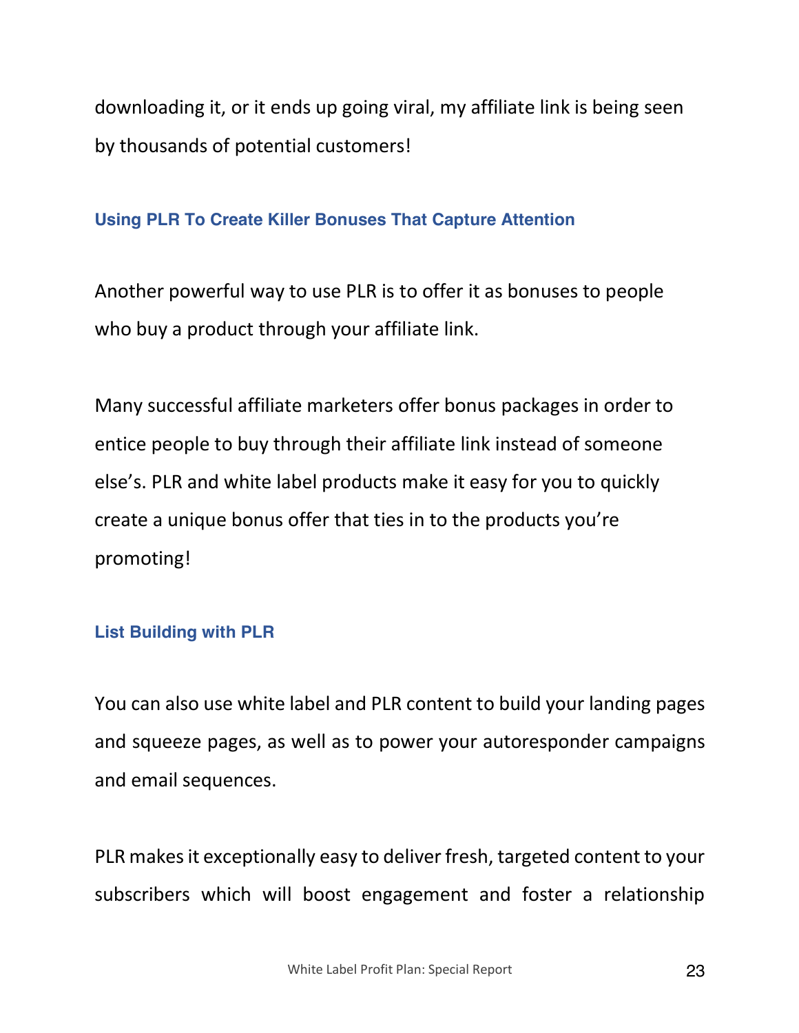downloading it, or it ends up going viral, my affiliate link is being seen by thousands of potential customers!

### Using PLR To Create Killer Bonuses That Capture Attention

Another powerful way to use PLR is to offer it as bonuses to people who buy a product through your affiliate link.

Many successful affiliate marketers offer bonus packages in order to entice people to buy through their affiliate link instead of someone else's. PLR and white label products make it easy for you to quickly create a unique bonus offer that ties in to the products you're promoting!

### List Building with PLR

You can also use white label and PLR content to build your landing pages and squeeze pages, as well as to power your autoresponder campaigns and email sequences.

PLR makes it exceptionally easy to deliver fresh, targeted content to your subscribers which will boost engagement and foster a relationship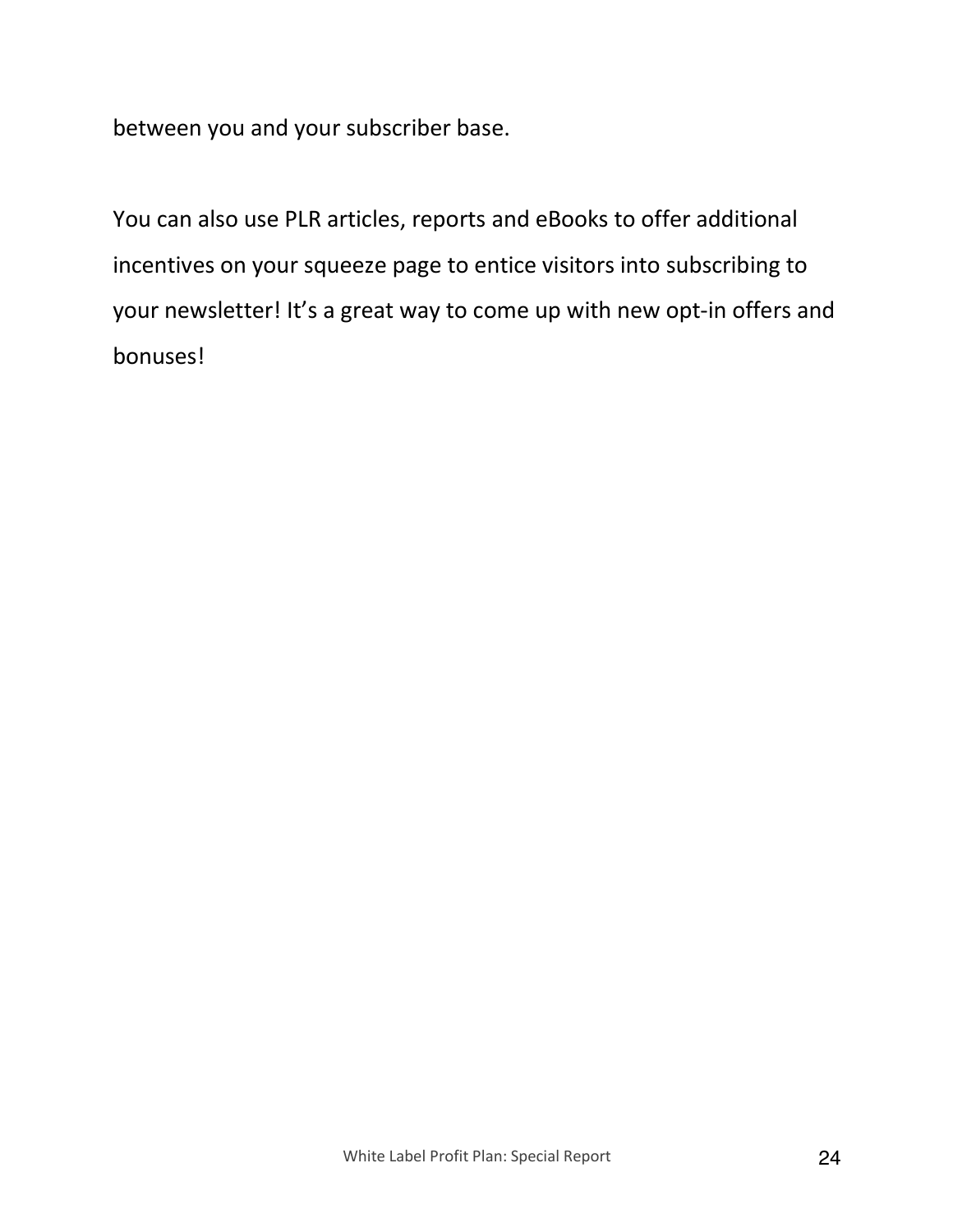between you and your subscriber base.

You can also use PLR articles, reports and eBooks to offer additional incentives on your squeeze page to entice visitors into subscribing to your newsletter! It's a great way to come up with new opt-in offers and bonuses!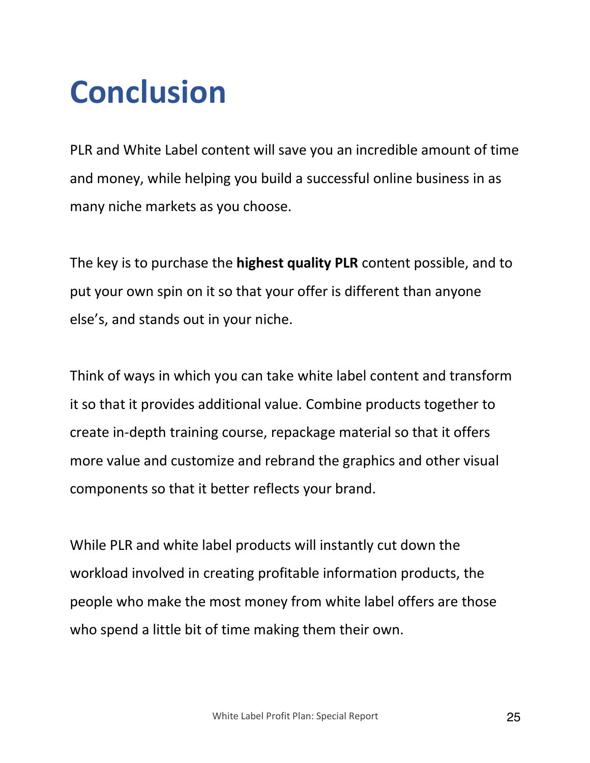# Conclusion

PLR and White Label content will save you an incredible amount of time and money, while helping you build a successful online business in as many niche markets as you choose.

The key is to purchase the **highest quality PLR** content possible, and to put your own spin on it so that your offer is different than anyone else's, and stands out in your niche.

Think of ways in which you can take white label content and transform it so that it provides additional value. Combine products together to create in-depth training course, repackage material so that it offers more value and customize and rebrand the graphics and other visual components so that it better reflects your brand.

While PLR and white label products will instantly cut down the workload involved in creating profitable information products, the people who make the most money from white label offers are those who spend a little bit of time making them their own.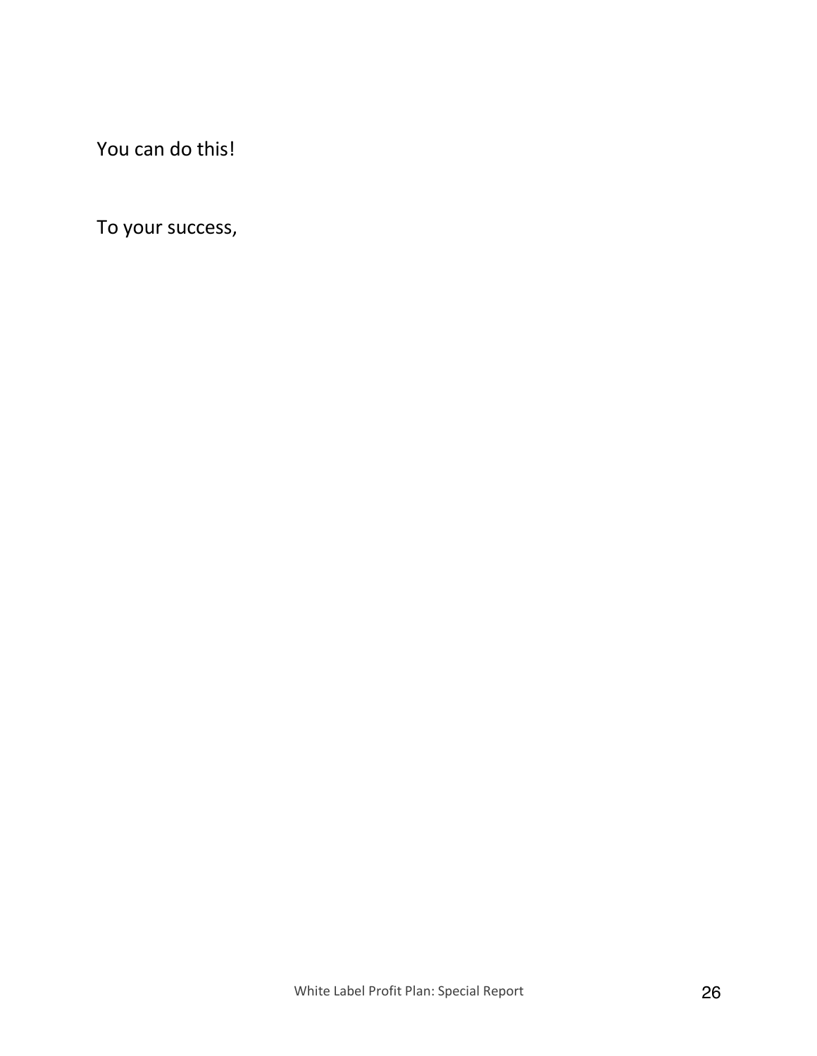You can do this!

To your success,